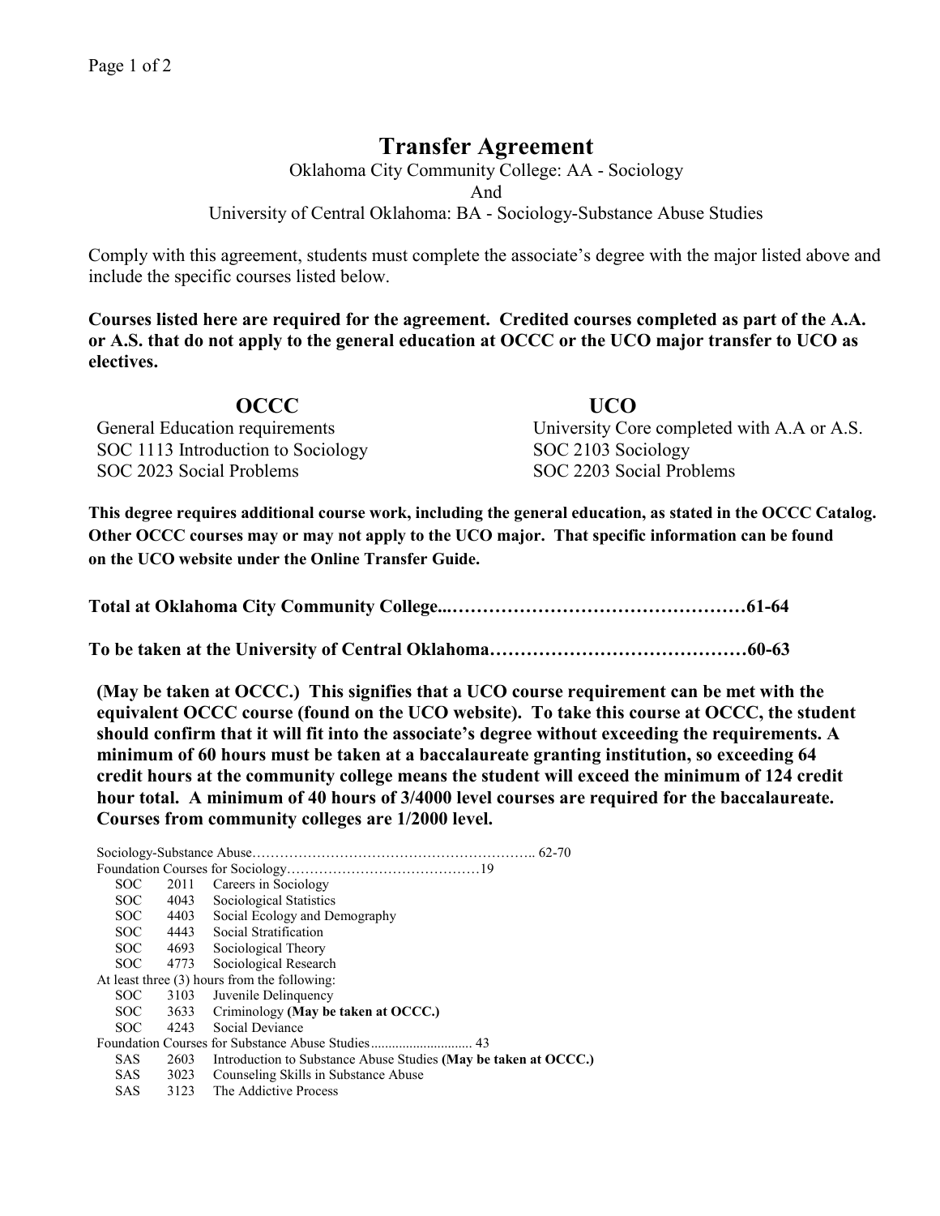# Transfer Agreement

Oklahoma City Community College: AA - Sociology
And
University of Central Oklahoma: BA - Sociology-Substance Abuse Studies

Comply with this agreement, students must complete the associate's degree with the major listed above and include the specific courses listed below.

**Courses listed here are required for the agreement. Credited courses completed as part of the A.A. or A.S. that do not apply to the general education at OCCC or the UCO major transfer to UCO as electives.**

| OCCC | UCO |
|---|---|
| General Education requirements | University Core completed with A.A or A.S. |
| SOC 1113 Introduction to Sociology | SOC 2103 Sociology |
| SOC 2023 Social Problems | SOC 2203 Social Problems |

**This degree requires additional course work, including the general education, as stated in the OCCC Catalog. Other OCCC courses may or may not apply to the UCO major. That specific information can be found on the UCO website under the Online Transfer Guide.**

**Total at Oklahoma City Community College...……………………………………………61-64**

**To be taken at the University of Central Oklahoma……………………………………60-63**

**(May be taken at OCCC.) This signifies that a UCO course requirement can be met with the equivalent OCCC course (found on the UCO website). To take this course at OCCC, the student should confirm that it will fit into the associate's degree without exceeding the requirements. A minimum of 60 hours must be taken at a baccalaureate granting institution, so exceeding 64 credit hours at the community college means the student will exceed the minimum of 124 credit hour total. A minimum of 40 hours of 3/4000 level courses are required for the baccalaureate. Courses from community colleges are 1/2000 level.**

Sociology-Substance Abuse…………………………………………………….. 62-70

Foundation Courses for Sociology……………………………………19

- SOC 2011 Careers in Sociology
- SOC 4043 Sociological Statistics
- SOC 4403 Social Ecology and Demography
- SOC 4443 Social Stratification
- SOC 4693 Sociological Theory
- SOC 4773 Sociological Research

At least three (3) hours from the following:

- SOC 3103 Juvenile Delinquency
- SOC 3633 Criminology **(May be taken at OCCC.)**
- SOC 4243 Social Deviance

Foundation Courses for Substance Abuse Studies............................ 43

- SAS 2603 Introduction to Substance Abuse Studies **(May be taken at OCCC.)**
- SAS 3023 Counseling Skills in Substance Abuse
- SAS 3123 The Addictive Process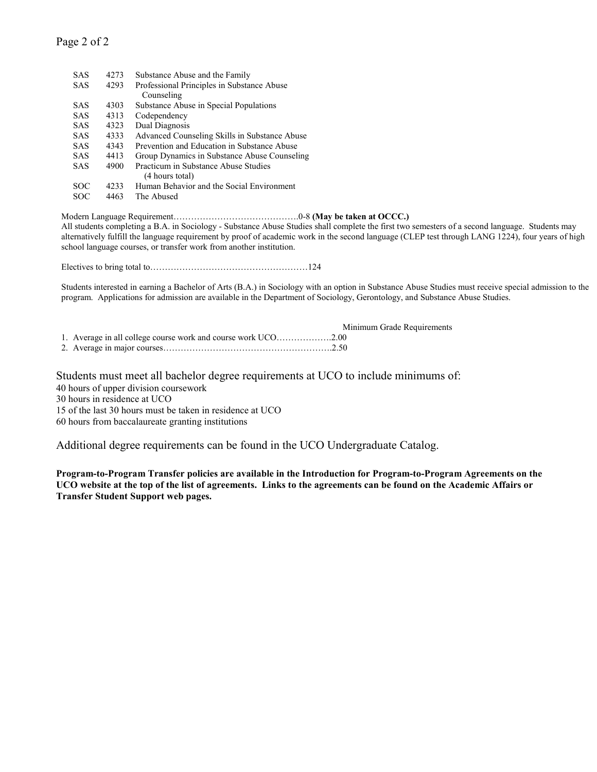| | | |
|---|---|---|
| SAS | 4273 | Substance Abuse and the Family |
| SAS | 4293 | Professional Principles in Substance Abuse Counseling |
| SAS | 4303 | Substance Abuse in Special Populations |
| SAS | 4313 | Codependency |
| SAS | 4323 | Dual Diagnosis |
| SAS | 4333 | Advanced Counseling Skills in Substance Abuse |
| SAS | 4343 | Prevention and Education in Substance Abuse |
| SAS | 4413 | Group Dynamics in Substance Abuse Counseling |
| SAS | 4900 | Practicum in Substance Abuse Studies (4 hours total) |
| SOC | 4233 | Human Behavior and the Social Environment |
| SOC | 4463 | The Abused |

Modern Language Requirement…………………………………….0-8 **(May be taken at OCCC.)**
All students completing a B.A. in Sociology - Substance Abuse Studies shall complete the first two semesters of a second language. Students may alternatively fulfill the language requirement by proof of academic work in the second language (CLEP test through LANG 1224), four years of high school language courses, or transfer work from another institution.

Electives to bring total to………………………………………………124

Students interested in earning a Bachelor of Arts (B.A.) in Sociology with an option in Substance Abuse Studies must receive special admission to the program. Applications for admission are available in the Department of Sociology, Gerontology, and Substance Abuse Studies.

Minimum Grade Requirements

1. Average in all college course work and course work UCO……………….2.00
2. Average in major courses………………………………………………….2.50

Students must meet all bachelor degree requirements at UCO to include minimums of:
40 hours of upper division coursework
30 hours in residence at UCO
15 of the last 30 hours must be taken in residence at UCO
60 hours from baccalaureate granting institutions

Additional degree requirements can be found in the UCO Undergraduate Catalog.

**Program-to-Program Transfer policies are available in the Introduction for Program-to-Program Agreements on the UCO website at the top of the list of agreements. Links to the agreements can be found on the Academic Affairs or Transfer Student Support web pages.**